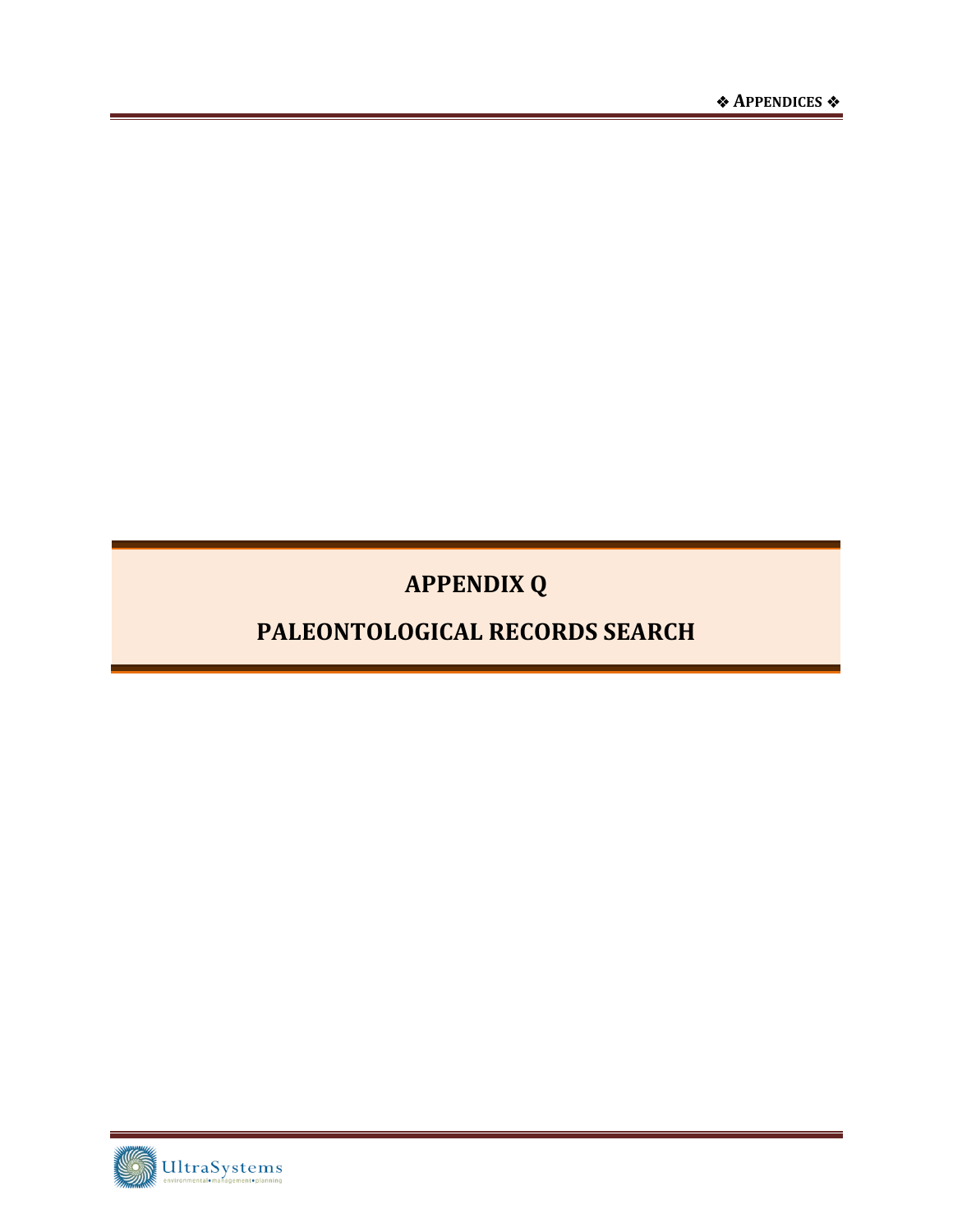# APPENDIX Q

# PALEONTOLOGICAL RECORDS SEARCH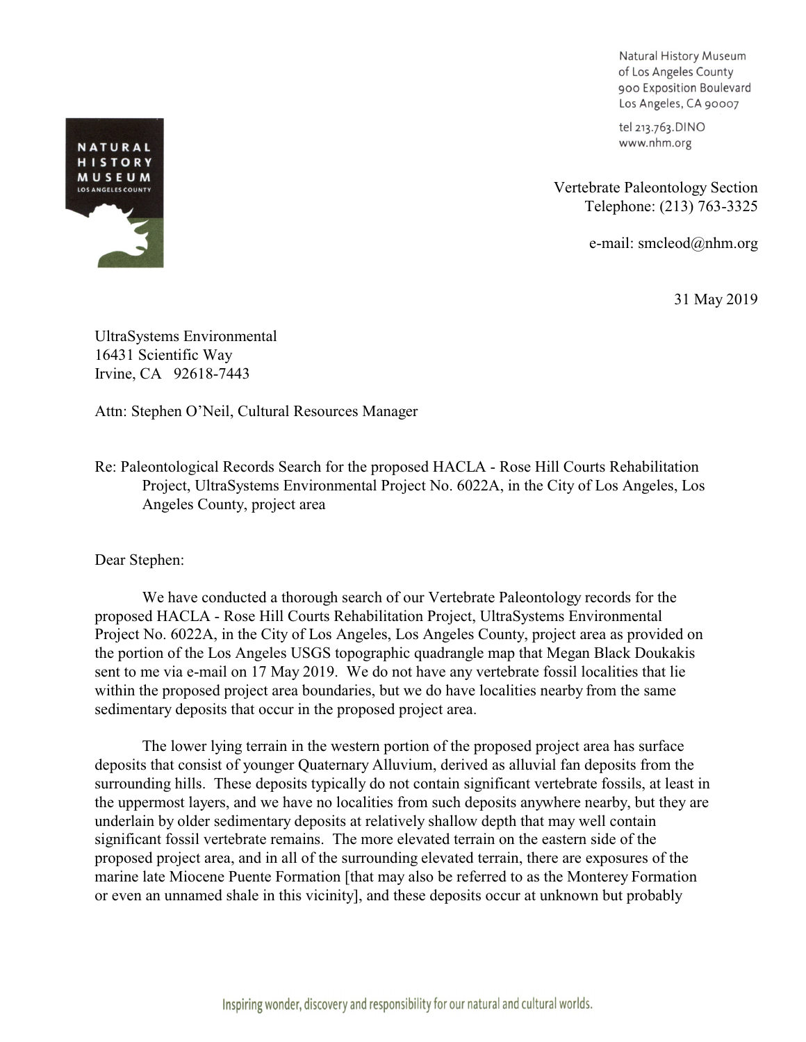Natural History Museum
of Los Angeles County
900 Exposition Boulevard
Los Angeles, CA 90007

tel 213.763.DINO
www.nhm.org

Vertebrate Paleontology Section
Telephone: (213) 763-3325

e-mail: smcleod@nhm.org

31 May 2019

UltraSystems Environmental
16431 Scientific Way
Irvine, CA 92618-7443

Attn: Stephen O'Neil, Cultural Resources Manager

Re: Paleontological Records Search for the proposed HACLA - Rose Hill Courts Rehabilitation Project, UltraSystems Environmental Project No. 6022A, in the City of Los Angeles, Los Angeles County, project area

Dear Stephen:

We have conducted a thorough search of our Vertebrate Paleontology records for the proposed HACLA - Rose Hill Courts Rehabilitation Project, UltraSystems Environmental Project No. 6022A, in the City of Los Angeles, Los Angeles County, project area as provided on the portion of the Los Angeles USGS topographic quadrangle map that Megan Black Doukakis sent to me via e-mail on 17 May 2019. We do not have any vertebrate fossil localities that lie within the proposed project area boundaries, but we do have localities nearby from the same sedimentary deposits that occur in the proposed project area.

The lower lying terrain in the western portion of the proposed project area has surface deposits that consist of younger Quaternary Alluvium, derived as alluvial fan deposits from the surrounding hills. These deposits typically do not contain significant vertebrate fossils, at least in the uppermost layers, and we have no localities from such deposits anywhere nearby, but they are underlain by older sedimentary deposits at relatively shallow depth that may well contain significant fossil vertebrate remains. The more elevated terrain on the eastern side of the proposed project area, and in all of the surrounding elevated terrain, there are exposures of the marine late Miocene Puente Formation [that may also be referred to as the Monterey Formation or even an unnamed shale in this vicinity], and these deposits occur at unknown but probably

Inspiring wonder, discovery and responsibility for our natural and cultural worlds.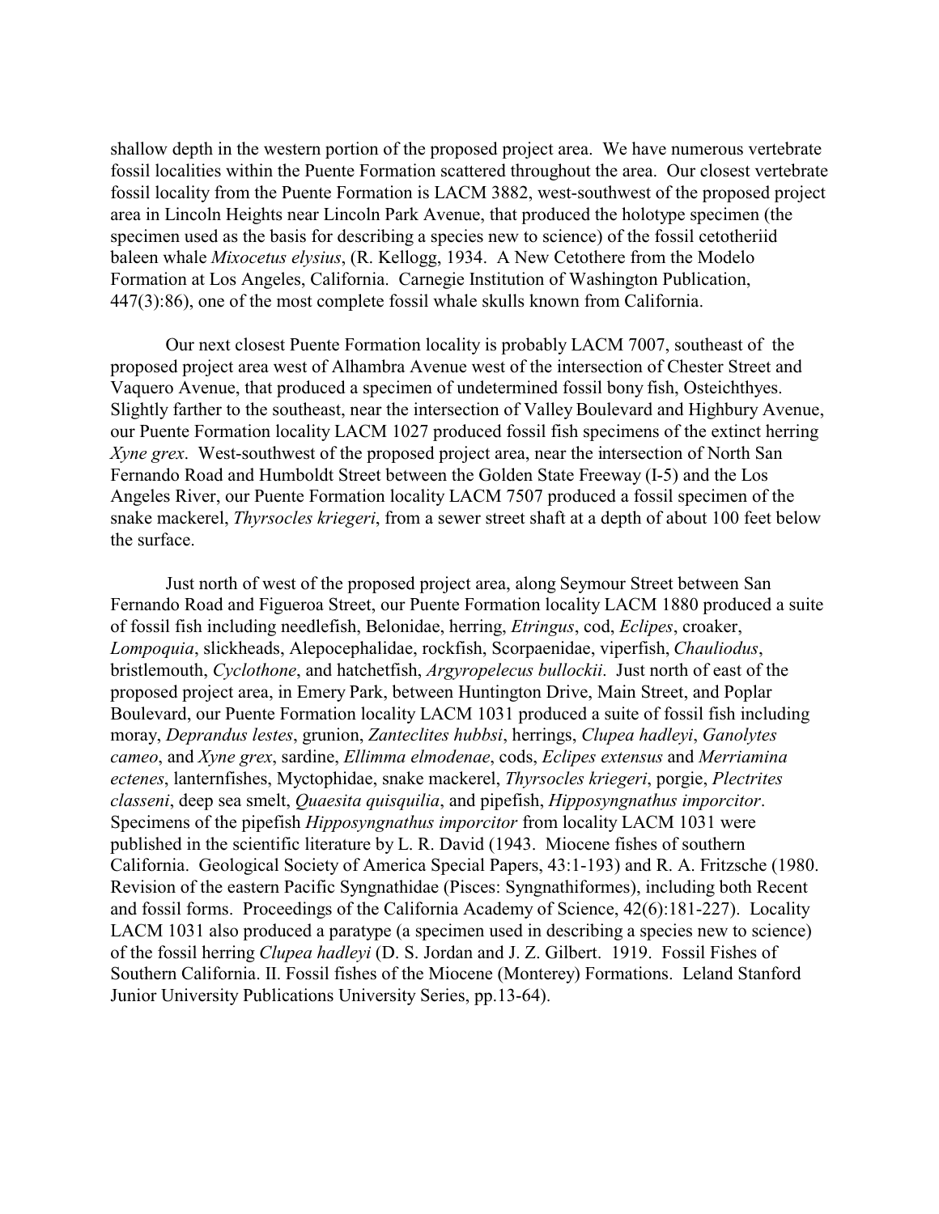shallow depth in the western portion of the proposed project area. We have numerous vertebrate fossil localities within the Puente Formation scattered throughout the area. Our closest vertebrate fossil locality from the Puente Formation is LACM 3882, west-southwest of the proposed project area in Lincoln Heights near Lincoln Park Avenue, that produced the holotype specimen (the specimen used as the basis for describing a species new to science) of the fossil cetotheriid baleen whale *Mixocetus elysius*, (R. Kellogg, 1934. A New Cetothere from the Modelo Formation at Los Angeles, California. Carnegie Institution of Washington Publication, 447(3):86), one of the most complete fossil whale skulls known from California.

Our next closest Puente Formation locality is probably LACM 7007, southeast of the proposed project area west of Alhambra Avenue west of the intersection of Chester Street and Vaquero Avenue, that produced a specimen of undetermined fossil bony fish, Osteichthyes. Slightly farther to the southeast, near the intersection of Valley Boulevard and Highbury Avenue, our Puente Formation locality LACM 1027 produced fossil fish specimens of the extinct herring *Xyne grex*. West-southwest of the proposed project area, near the intersection of North San Fernando Road and Humboldt Street between the Golden State Freeway (I-5) and the Los Angeles River, our Puente Formation locality LACM 7507 produced a fossil specimen of the snake mackerel, *Thyrsocles kriegeri*, from a sewer street shaft at a depth of about 100 feet below the surface.

Just north of west of the proposed project area, along Seymour Street between San Fernando Road and Figueroa Street, our Puente Formation locality LACM 1880 produced a suite of fossil fish including needlefish, Belonidae, herring, *Etringus*, cod, *Eclipes*, croaker, *Lompoquia*, slickheads, Alepocephalidae, rockfish, Scorpaenidae, viperfish, *Chauliodus*, bristlemouth, *Cyclothone*, and hatchetfish, *Argyropelecus bullockii*. Just north of east of the proposed project area, in Emery Park, between Huntington Drive, Main Street, and Poplar Boulevard, our Puente Formation locality LACM 1031 produced a suite of fossil fish including moray, *Deprandus lestes*, grunion, *Zanteclites hubbsi*, herrings, *Clupea hadleyi*, *Ganolytes cameo*, and *Xyne grex*, sardine, *Ellimma elmodenae*, cods, *Eclipes extensus* and *Merriamina ectenes*, lanternfishes, Myctophidae, snake mackerel, *Thyrsocles kriegeri*, porgie, *Plectrites classeni*, deep sea smelt, *Quaesita quisquilia*, and pipefish, *Hipposyngnathus imporcitor*. Specimens of the pipefish *Hipposyngnathus imporcitor* from locality LACM 1031 were published in the scientific literature by L. R. David (1943. Miocene fishes of southern California. Geological Society of America Special Papers, 43:1-193) and R. A. Fritzsche (1980. Revision of the eastern Pacific Syngnathidae (Pisces: Syngnathiformes), including both Recent and fossil forms. Proceedings of the California Academy of Science, 42(6):181-227). Locality LACM 1031 also produced a paratype (a specimen used in describing a species new to science) of the fossil herring *Clupea hadleyi* (D. S. Jordan and J. Z. Gilbert. 1919. Fossil Fishes of Southern California. II. Fossil fishes of the Miocene (Monterey) Formations. Leland Stanford Junior University Publications University Series, pp.13-64).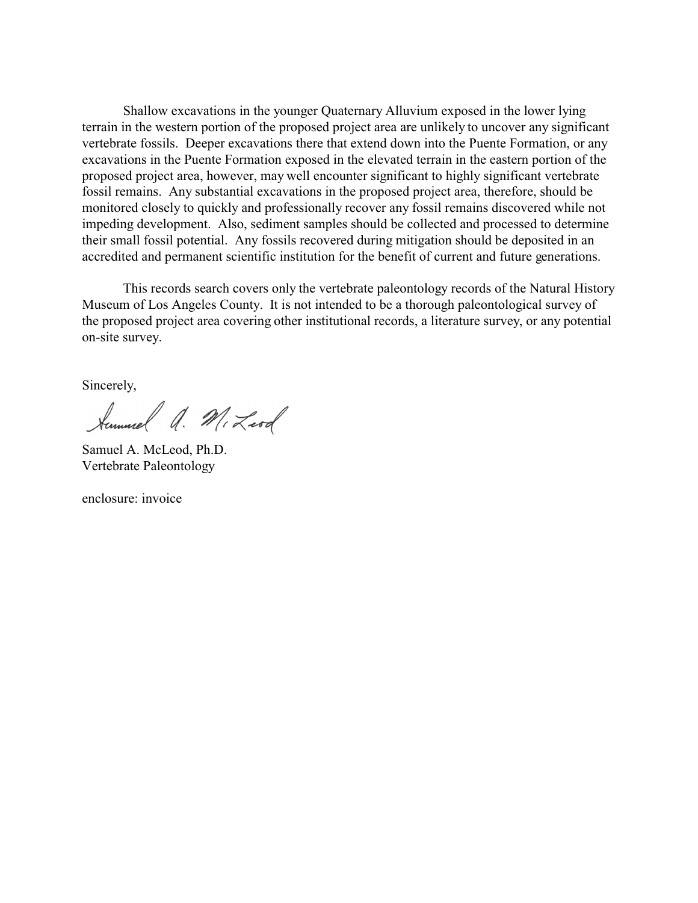Shallow excavations in the younger Quaternary Alluvium exposed in the lower lying terrain in the western portion of the proposed project area are unlikely to uncover any significant vertebrate fossils. Deeper excavations there that extend down into the Puente Formation, or any excavations in the Puente Formation exposed in the elevated terrain in the eastern portion of the proposed project area, however, may well encounter significant to highly significant vertebrate fossil remains. Any substantial excavations in the proposed project area, therefore, should be monitored closely to quickly and professionally recover any fossil remains discovered while not impeding development. Also, sediment samples should be collected and processed to determine their small fossil potential. Any fossils recovered during mitigation should be deposited in an accredited and permanent scientific institution for the benefit of current and future generations.

This records search covers only the vertebrate paleontology records of the Natural History Museum of Los Angeles County. It is not intended to be a thorough paleontological survey of the proposed project area covering other institutional records, a literature survey, or any potential on-site survey.

Sincerely,

Samuel A. McLeod

Samuel A. McLeod, Ph.D.
Vertebrate Paleontology

enclosure: invoice